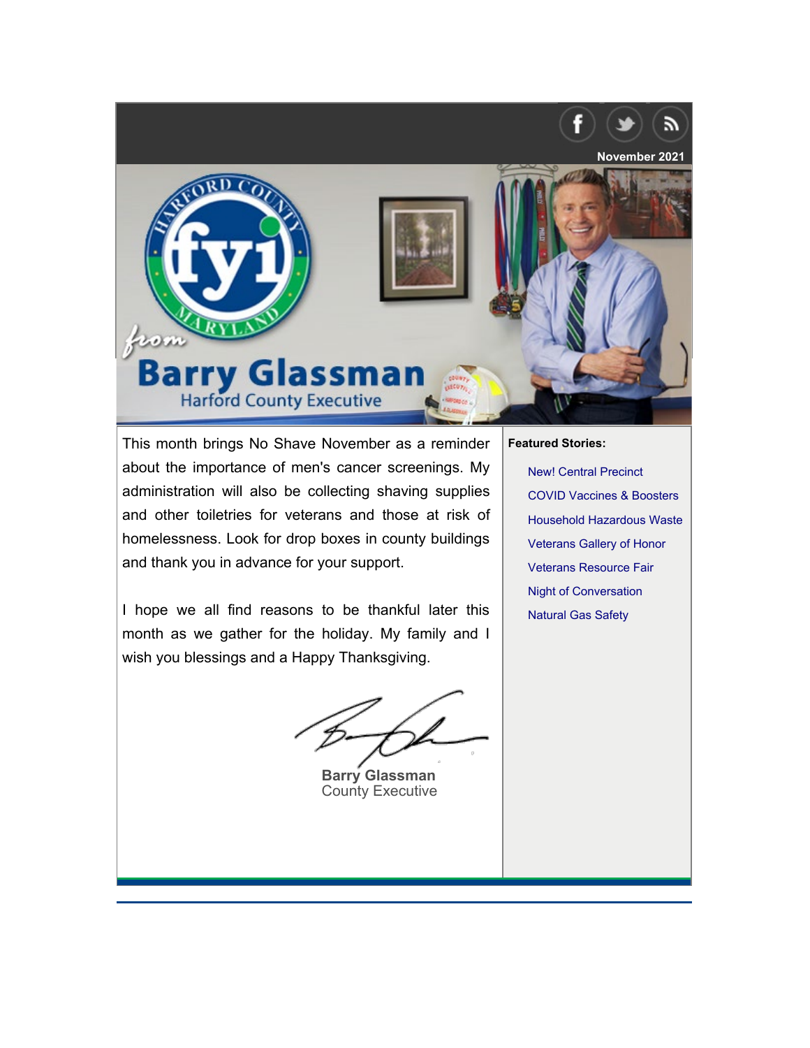November 2021

# fyi from Barry Glassman
## Harford County Executive

This month brings No Shave November as a reminder about the importance of men's cancer screenings. My administration will also be collecting shaving supplies and other toiletries for veterans and those at risk of homelessness. Look for drop boxes in county buildings and thank you in advance for your support.

I hope we all find reasons to be thankful later this month as we gather for the holiday. My family and I wish you blessings and a Happy Thanksgiving.

**Barry Glassman**
County Executive

**Featured Stories:**

- New! Central Precinct
- COVID Vaccines & Boosters
- Household Hazardous Waste
- Veterans Gallery of Honor
- Veterans Resource Fair
- Night of Conversation
- Natural Gas Safety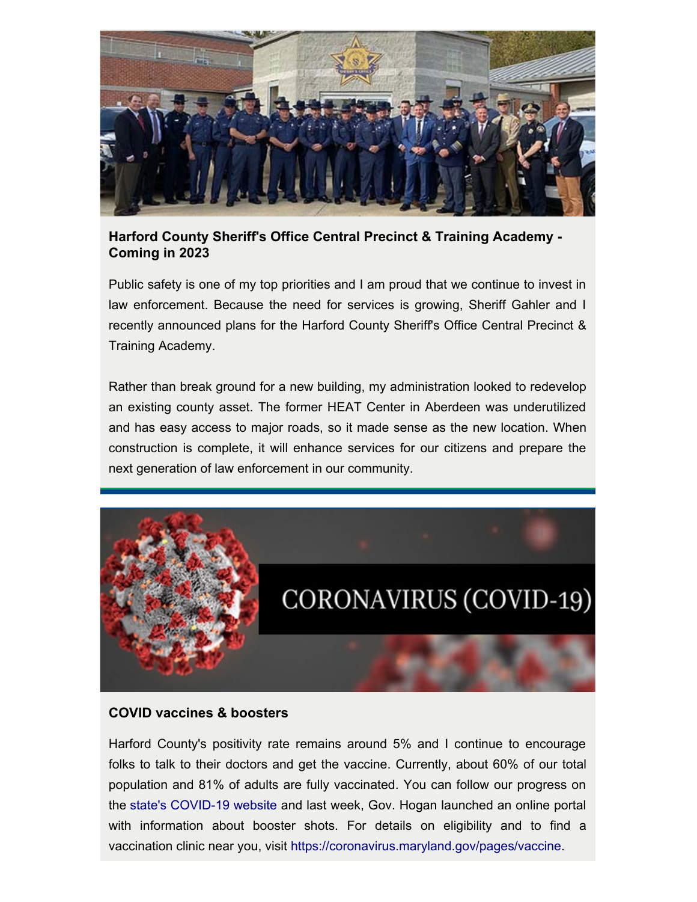**Harford County Sheriff's Office Central Precinct & Training Academy - Coming in 2023**

Public safety is one of my top priorities and I am proud that we continue to invest in law enforcement. Because the need for services is growing, Sheriff Gahler and I recently announced plans for the Harford County Sheriff's Office Central Precinct & Training Academy.

Rather than break ground for a new building, my administration looked to redevelop an existing county asset. The former HEAT Center in Aberdeen was underutilized and has easy access to major roads, so it made sense as the new location. When construction is complete, it will enhance services for our citizens and prepare the next generation of law enforcement in our community.

**COVID vaccines & boosters**

Harford County's positivity rate remains around 5% and I continue to encourage folks to talk to their doctors and get the vaccine. Currently, about 60% of our total population and 81% of adults are fully vaccinated. You can follow our progress on the state's COVID-19 website and last week, Gov. Hogan launched an online portal with information about booster shots. For details on eligibility and to find a vaccination clinic near you, visit https://coronavirus.maryland.gov/pages/vaccine.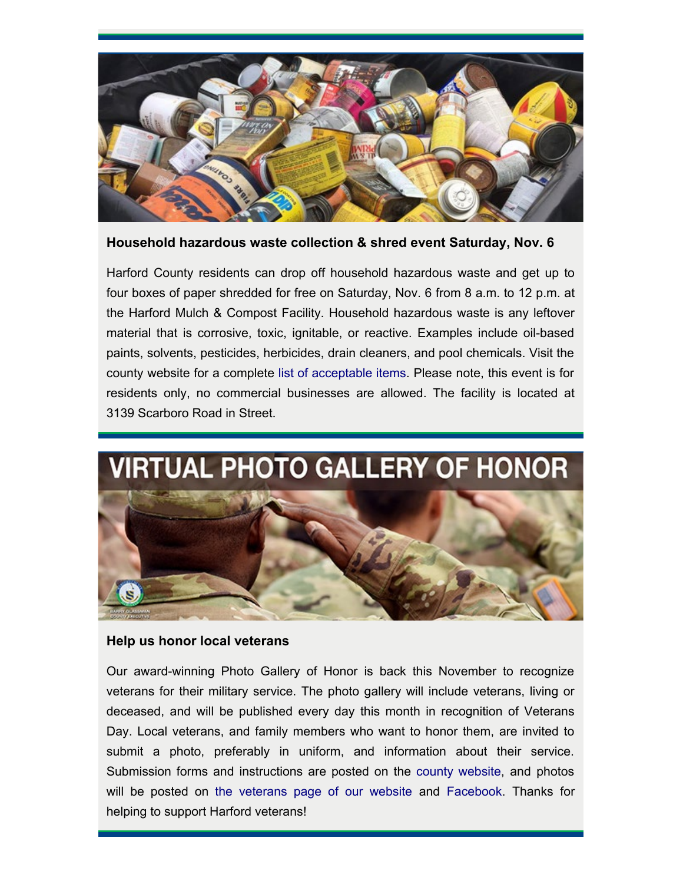**Household hazardous waste collection & shred event Saturday, Nov. 6**

Harford County residents can drop off household hazardous waste and get up to four boxes of paper shredded for free on Saturday, Nov. 6 from 8 a.m. to 12 p.m. at the Harford Mulch & Compost Facility. Household hazardous waste is any leftover material that is corrosive, toxic, ignitable, or reactive. Examples include oil-based paints, solvents, pesticides, herbicides, drain cleaners, and pool chemicals. Visit the county website for a complete list of acceptable items. Please note, this event is for residents only, no commercial businesses are allowed. The facility is located at 3139 Scarboro Road in Street.

**Help us honor local veterans**

Our award-winning Photo Gallery of Honor is back this November to recognize veterans for their military service. The photo gallery will include veterans, living or deceased, and will be published every day this month in recognition of Veterans Day. Local veterans, and family members who want to honor them, are invited to submit a photo, preferably in uniform, and information about their service. Submission forms and instructions are posted on the county website, and photos will be posted on the veterans page of our website and Facebook. Thanks for helping to support Harford veterans!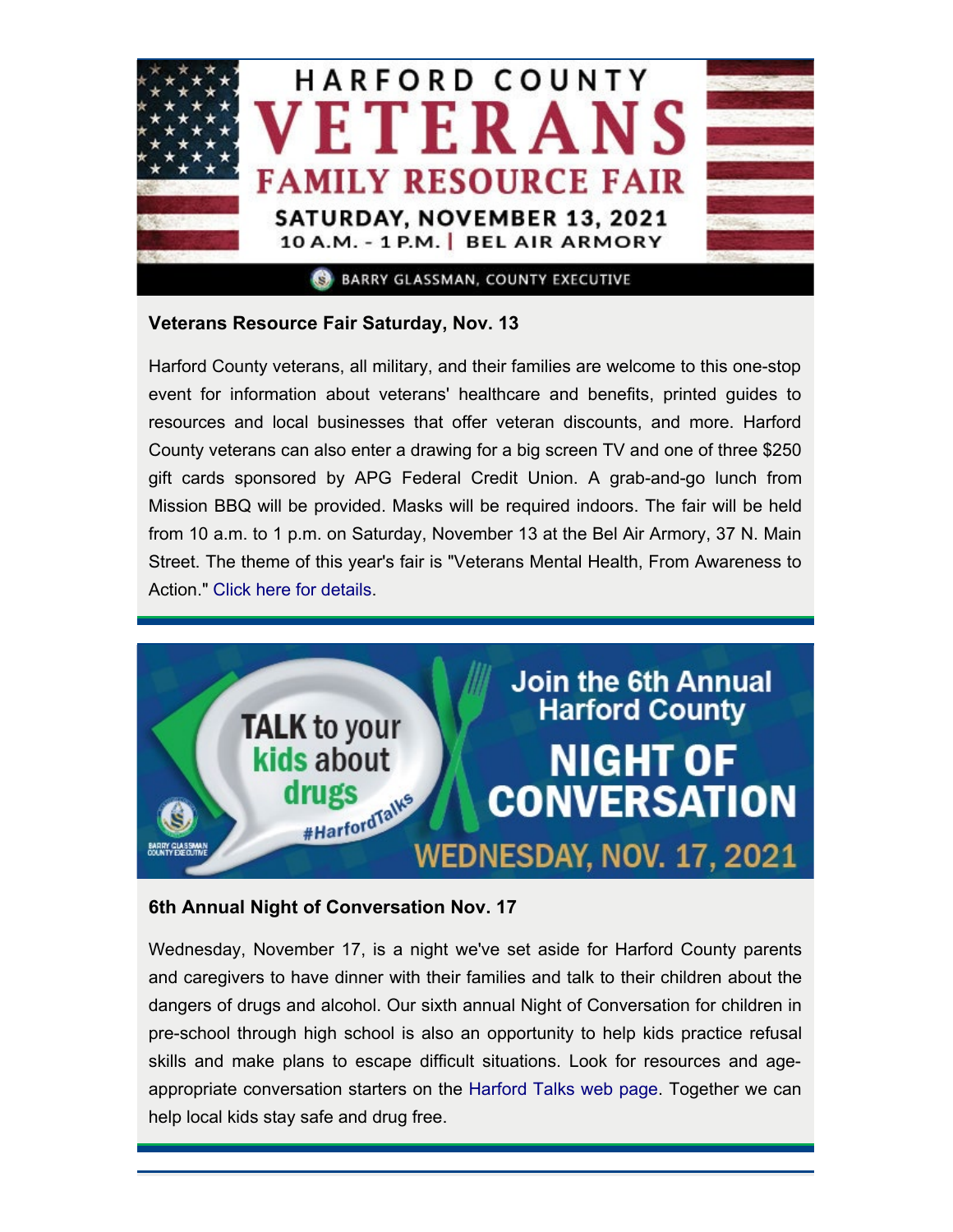HARFORD COUNTY

VETERANS

FAMILY RESOURCE FAIR

SATURDAY, NOVEMBER 13, 2021

10 A.M. - 1 P.M. | BEL AIR ARMORY

BARRY GLASSMAN, COUNTY EXECUTIVE

### Veterans Resource Fair Saturday, Nov. 13

Harford County veterans, all military, and their families are welcome to this one-stop event for information about veterans' healthcare and benefits, printed guides to resources and local businesses that offer veteran discounts, and more. Harford County veterans can also enter a drawing for a big screen TV and one of three $250 gift cards sponsored by APG Federal Credit Union. A grab-and-go lunch from Mission BBQ will be provided. Masks will be required indoors. The fair will be held from 10 a.m. to 1 p.m. on Saturday, November 13 at the Bel Air Armory, 37 N. Main Street. The theme of this year's fair is "Veterans Mental Health, From Awareness to Action." Click here for details.

---

TALK to your kids about drugs #HarfordTalks

BARRY GLASSMAN COUNTY EXECUTIVE

Join the 6th Annual Harford County

NIGHT OF CONVERSATION

WEDNESDAY, NOV. 17, 2021

### 6th Annual Night of Conversation Nov. 17

Wednesday, November 17, is a night we've set aside for Harford County parents and caregivers to have dinner with their families and talk to their children about the dangers of drugs and alcohol. Our sixth annual Night of Conversation for children in pre-school through high school is also an opportunity to help kids practice refusal skills and make plans to escape difficult situations. Look for resources and age-appropriate conversation starters on the Harford Talks web page. Together we can help local kids stay safe and drug free.

---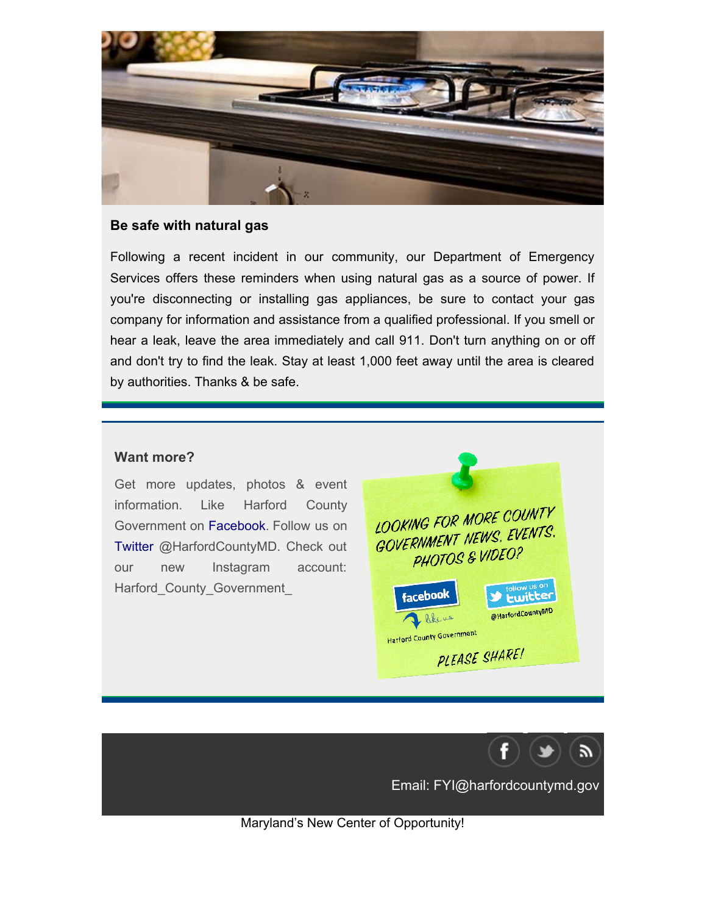### Be safe with natural gas

Following a recent incident in our community, our Department of Emergency Services offers these reminders when using natural gas as a source of power. If you're disconnecting or installing gas appliances, be sure to contact your gas company for information and assistance from a qualified professional. If you smell or hear a leak, leave the area immediately and call 911. Don't turn anything on or off and don't try to find the leak. Stay at least 1,000 feet away until the area is cleared by authorities. Thanks & be safe.

### Want more?

Get more updates, photos & event information. Like Harford County Government on Facebook. Follow us on Twitter @HarfordCountyMD. Check out our new Instagram account: Harford_County_Government_

LOOKING FOR MORE COUNTY GOVERNMENT NEWS, EVENTS, PHOTOS & VIDEO?

facebook like us Harford County Government

follow us on twitter @HarfordCountyMD

PLEASE SHARE!

Email: FYI@harfordcountymd.gov

Maryland's New Center of Opportunity!